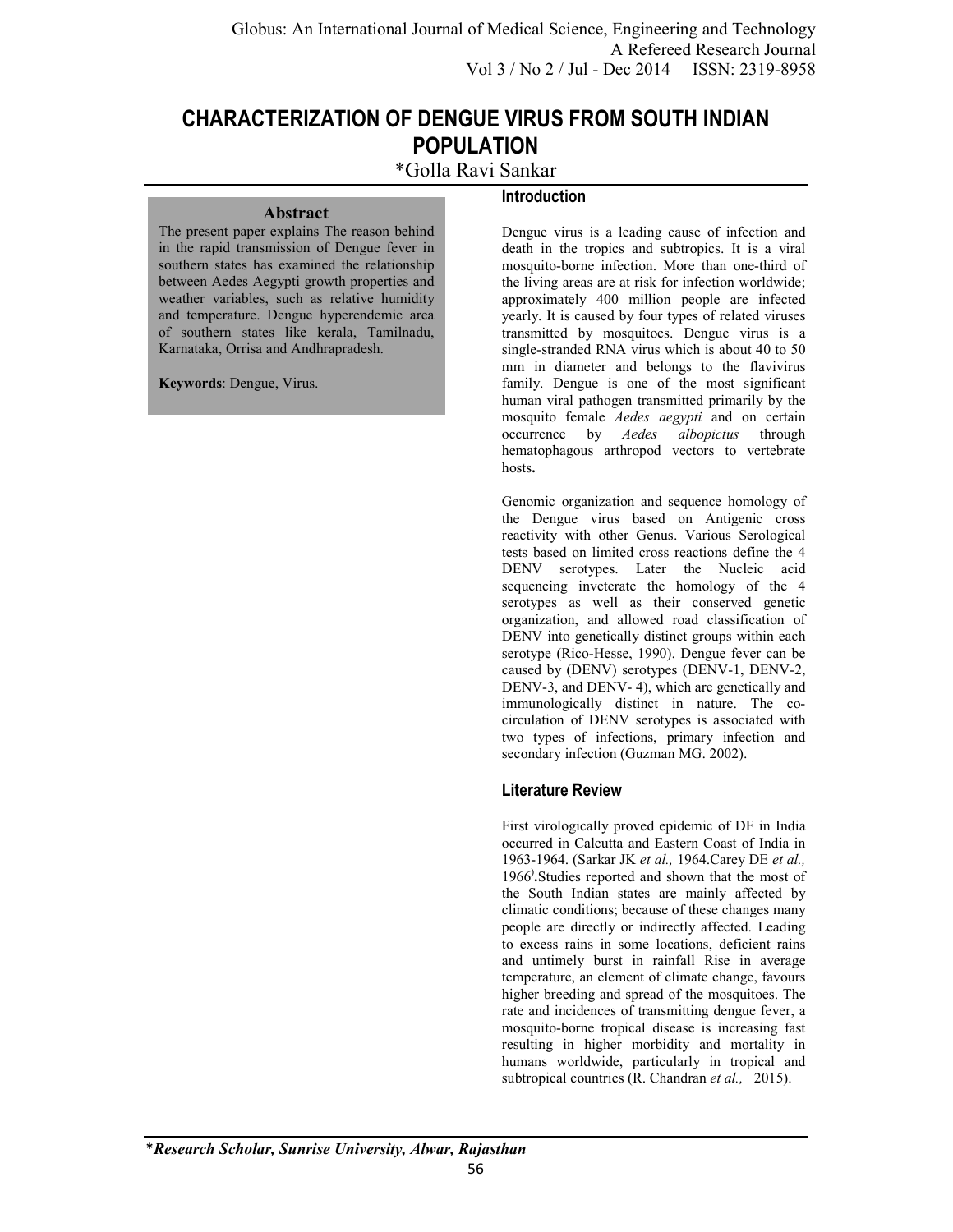# CHARACTERIZATION OF DENGUE VIRUS FROM SOUTH INDIAN POPULATION

*Golla Ravi Sankar

### Abstract

The present paper explains The reason behind in the rapid transmission of Dengue fever in southern states has examined the relationship between Aedes Aegypti growth properties and weather variables, such as relative humidity and temperature. Dengue hyperendemic area of southern states like kerala, Tamilnadu, Karnataka, Orrisa and Andhrapradesh.

**Keywords**: Dengue, Virus.

## Introduction

Dengue virus is a leading cause of infection and death in the tropics and subtropics. It is a viral mosquito-borne infection. More than one-third of the living areas are at risk for infection worldwide; approximately 400 million people are infected yearly. It is caused by four types of related viruses transmitted by mosquitoes. Dengue virus is a single-stranded RNA virus which is about 40 to 50 mm in diameter and belongs to the flavivirus family. Dengue is one of the most significant human viral pathogen transmitted primarily by the mosquito female *Aedes aegypti* and on certain occurrence by *Aedes albopictus* through hematophagous arthropod vectors to vertebrate hosts**.**

Genomic organization and sequence homology of the Dengue virus based on Antigenic cross reactivity with other Genus. Various Serological tests based on limited cross reactions define the 4 DENV serotypes. Later the Nucleic acid sequencing inveterate the homology of the 4 serotypes as well as their conserved genetic organization, and allowed road classification of DENV into genetically distinct groups within each serotype (Rico-Hesse, 1990). Dengue fever can be caused by (DENV) serotypes (DENV-1, DENV-2, DENV-3, and DENV- 4), which are genetically and immunologically distinct in nature. The co-circulation of DENV serotypes is associated with two types of infections, primary infection and secondary infection (Guzman MG. 2002).

## Literature Review

First virologically proved epidemic of DF in India occurred in Calcutta and Eastern Coast of India in 1963-1964. (Sarkar JK *et al.,* 1964.Carey DE *et al.,* 1966)**.**Studies reported and shown that the most of the South Indian states are mainly affected by climatic conditions; because of these changes many people are directly or indirectly affected. Leading to excess rains in some locations, deficient rains and untimely burst in rainfall Rise in average temperature, an element of climate change, favours higher breeding and spread of the mosquitoes. The rate and incidences of transmitting dengue fever, a mosquito-borne tropical disease is increasing fast resulting in higher morbidity and mortality in humans worldwide, particularly in tropical and subtropical countries (R. Chandran *et al.,* 2015).

***Research Scholar, Sunrise University, Alwar, Rajasthan**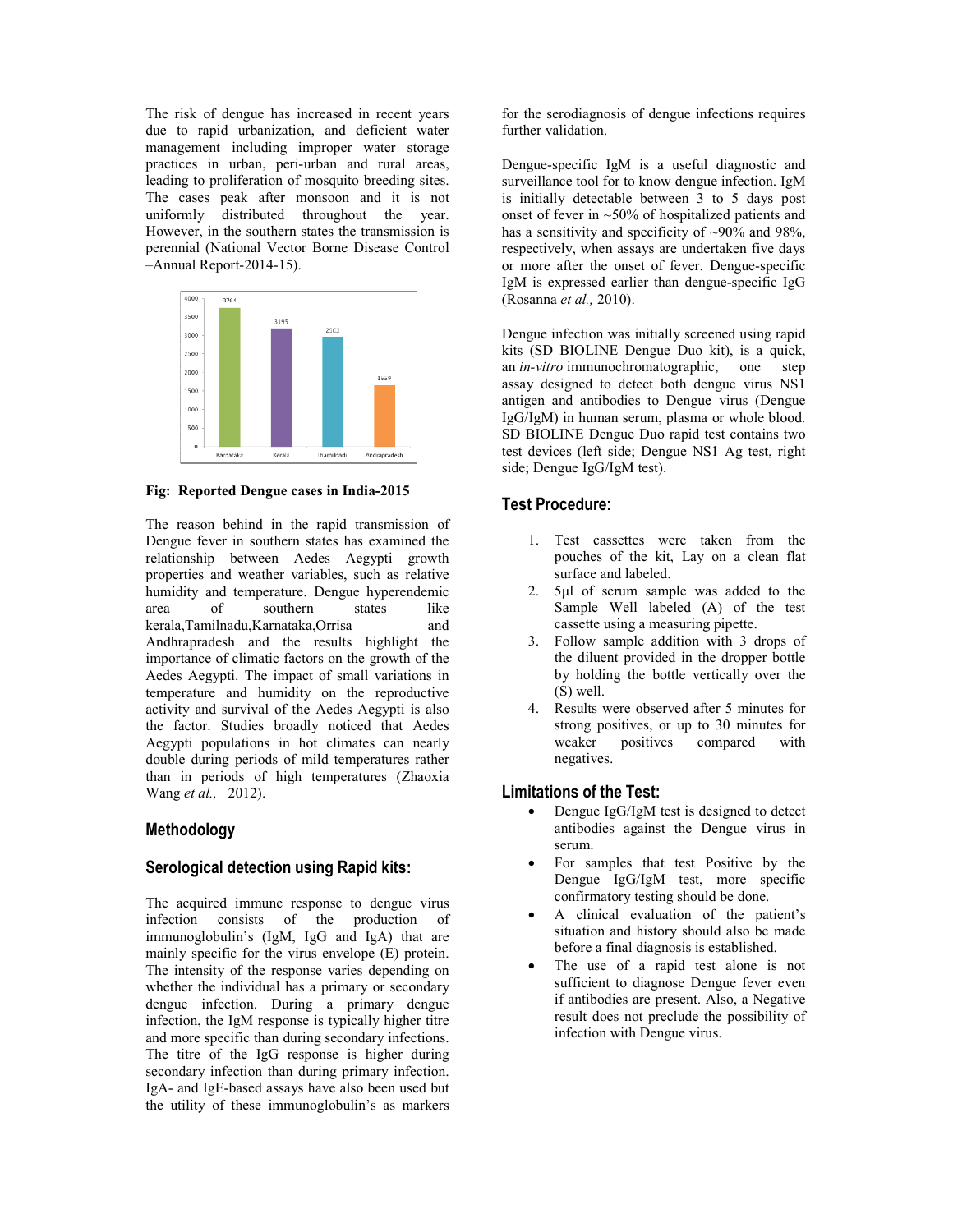The risk of dengue has increased in recent years due to rapid urbanization, and deficient water management including improper water storage practices in urban, peri-urban and rural areas, leading to proliferation of mosquito breeding sites. The cases peak after monsoon and it is not uniformly distributed throughout the year. However, in the southern states the transmission is perennial (National Vector Borne Disease Control –Annual Report-2014-15).

**Fig: Reported Dengue cases in India-2015**

The reason behind in the rapid transmission of Dengue fever in southern states has examined the relationship between Aedes Aegypti growth properties and weather variables, such as relative humidity and temperature. Dengue hyperendemic area of southern states like kerala,Tamilnadu,Karnataka,Orrisa and Andhrapradesh and the results highlight the importance of climatic factors on the growth of the Aedes Aegypti. The impact of small variations in temperature and humidity on the reproductive activity and survival of the Aedes Aegypti is also the factor. Studies broadly noticed that Aedes Aegypti populations in hot climates can nearly double during periods of mild temperatures rather than in periods of high temperatures (Zhaoxia Wang *et al.,* 2012).

## Methodology

### Serological detection using Rapid kits:

The acquired immune response to dengue virus infection consists of the production of immunoglobulin's (IgM, IgG and IgA) that are mainly specific for the virus envelope (E) protein. The intensity of the response varies depending on whether the individual has a primary or secondary dengue infection. During a primary dengue infection, the IgM response is typically higher titre and more specific than during secondary infections. The titre of the IgG response is higher during secondary infection than during primary infection. IgA- and IgE-based assays have also been used but the utility of these immunoglobulin's as markers for the serodiagnosis of dengue infections requires further validation.

Dengue-specific IgM is a useful diagnostic and surveillance tool for to know dengue infection. IgM is initially detectable between 3 to 5 days post onset of fever in ~50% of hospitalized patients and has a sensitivity and specificity of ~90% and 98%, respectively, when assays are undertaken five days or more after the onset of fever. Dengue-specific IgM is expressed earlier than dengue-specific IgG (Rosanna *et al.,* 2010).

Dengue infection was initially screened using rapid kits (SD BIOLINE Dengue Duo kit), is a quick, an *in-vitro* immunochromatographic, one step assay designed to detect both dengue virus NS1 antigen and antibodies to Dengue virus (Dengue IgG/IgM) in human serum, plasma or whole blood. SD BIOLINE Dengue Duo rapid test contains two test devices (left side; Dengue NS1 Ag test, right side; Dengue IgG/IgM test).

### Test Procedure:

1. Test cassettes were taken from the pouches of the kit, Lay on a clean flat surface and labeled.
2. 5μl of serum sample was added to the Sample Well labeled (A) of the test cassette using a measuring pipette.
3. Follow sample addition with 3 drops of the diluent provided in the dropper bottle by holding the bottle vertically over the (S) well.
4. Results were observed after 5 minutes for strong positives, or up to 30 minutes for weaker positives compared with negatives.

### Limitations of the Test:

- Dengue IgG/IgM test is designed to detect antibodies against the Dengue virus in serum.
- For samples that test Positive by the Dengue IgG/IgM test, more specific confirmatory testing should be done.
- A clinical evaluation of the patient's situation and history should also be made before a final diagnosis is established.
- The use of a rapid test alone is not sufficient to diagnose Dengue fever even if antibodies are present. Also, a Negative result does not preclude the possibility of infection with Dengue virus.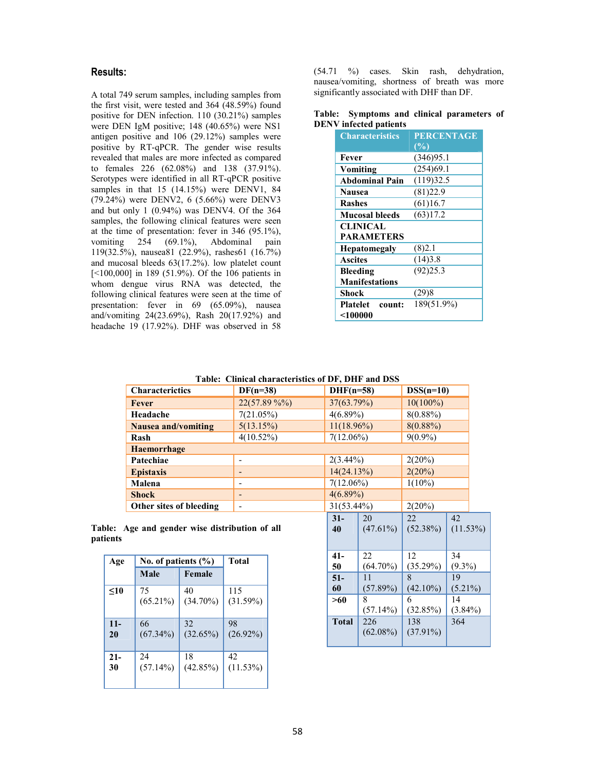## Results:

A total 749 serum samples, including samples from the first visit, were tested and 364 (48.59%) found positive for DEN infection. 110 (30.21%) samples were DEN IgM positive; 148 (40.65%) were NS1 antigen positive and 106 (29.12%) samples were positive by RT-qPCR. The gender wise results revealed that males are more infected as compared to females 226 (62.08%) and 138 (37.91%). Serotypes were identified in all RT-qPCR positive samples in that 15 (14.15%) were DENV1, 84 (79.24%) were DENV2, 6 (5.66%) were DENV3 and but only 1 (0.94%) was DENV4. Of the 364 samples, the following clinical features were seen at the time of presentation: fever in 346 (95.1%), vomiting 254 (69.1%), Abdominal pain 119(32.5%), nausea81 (22.9%), rashes61 (16.7%) and mucosal bleeds 63(17.2%). low platelet count [<100,000] in 189 (51.9%). Of the 106 patients in whom dengue virus RNA was detected, the following clinical features were seen at the time of presentation: fever in 69 (65.09%), nausea and/vomiting 24(23.69%), Rash 20(17.92%) and headache 19 (17.92%). DHF was observed in 58 (54.71 %) cases. Skin rash, dehydration, nausea/vomiting, shortness of breath was more significantly associated with DHF than DF.

**Table: Symptoms and clinical parameters of DENV infected patients**

| Characteristics | PERCENTAGE (%) |
|---|---|
| **Fever** | (346)95.1 |
| **Vomiting** | (254)69.1 |
| **Abdominal Pain** | (119)32.5 |
| **Nausea** | (81)22.9 |
| **Rashes** | (61)16.7 |
| **Mucosal bleeds** | (63)17.2 |
| **CLINICAL PARAMETERS** | |
| **Hepatomegaly** | (8)2.1 |
| **Ascites** | (14)3.8 |
| **Bleeding Manifestations** | (92)25.3 |
| **Shock** | (29)8 |
| **Platelet count: <100000** | 189(51.9%) |

**Table: Clinical characteristics of DF, DHF and DSS**

| Characterictics | DF(n=38) | DHF(n=58) | DSS(n=10) |
|---|---|---|---|
| **Fever** | 22(57.89 %%) | 37(63.79%) | 10(100%) |
| **Headache** | 7(21.05%) | 4(6.89%) | 8(0.88%) |
| **Nausea and/vomiting** | 5(13.15%) | 11(18.96%) | 8(0.88%) |
| **Rash** | 4(10.52%) | 7(12.06%) | 9(0.9%) |
| **Haemorrhage** | | | |
| **Patechiae** | - | 2(3.44%) | 2(20%) |
| **Epistaxis** | - | 14(24.13%) | 2(20%) |
| **Malena** | - | 7(12.06%) | 1(10%) |
| **Shock** | - | 4(6.89%) | |
| **Other sites of bleeding** | - | 31(53.44%) | 2(20%) |

**Table: Age and gender wise distribution of all patients**

| Age | No. of patients (%) | | Total |
|---|---|---|---|
| | **Male** | **Female** | |
| **≤10** | 75 (65.21%) | 40 (34.70%) | 115 (31.59%) |
| **11-20** | 66 (67.34%) | 32 (32.65%) | 98 (26.92%) |
| **21-30** | 24 (57.14%) | 18 (42.85%) | 42 (11.53%) |
| **31-40** | 20 (47.61%) | 22 (52.38%) | 42 (11.53%) |
| **41-50** | 22 (64.70%) | 12 (35.29%) | 34 (9.3%) |
| **51-60** | 11 (57.89%) | 8 (42.10%) | 19 (5.21%) |
| **>60** | 8 (57.14%) | 6 (32.85%) | 14 (3.84%) |
| **Total** | 226 (62.08%) | 138 (37.91%) | 364 |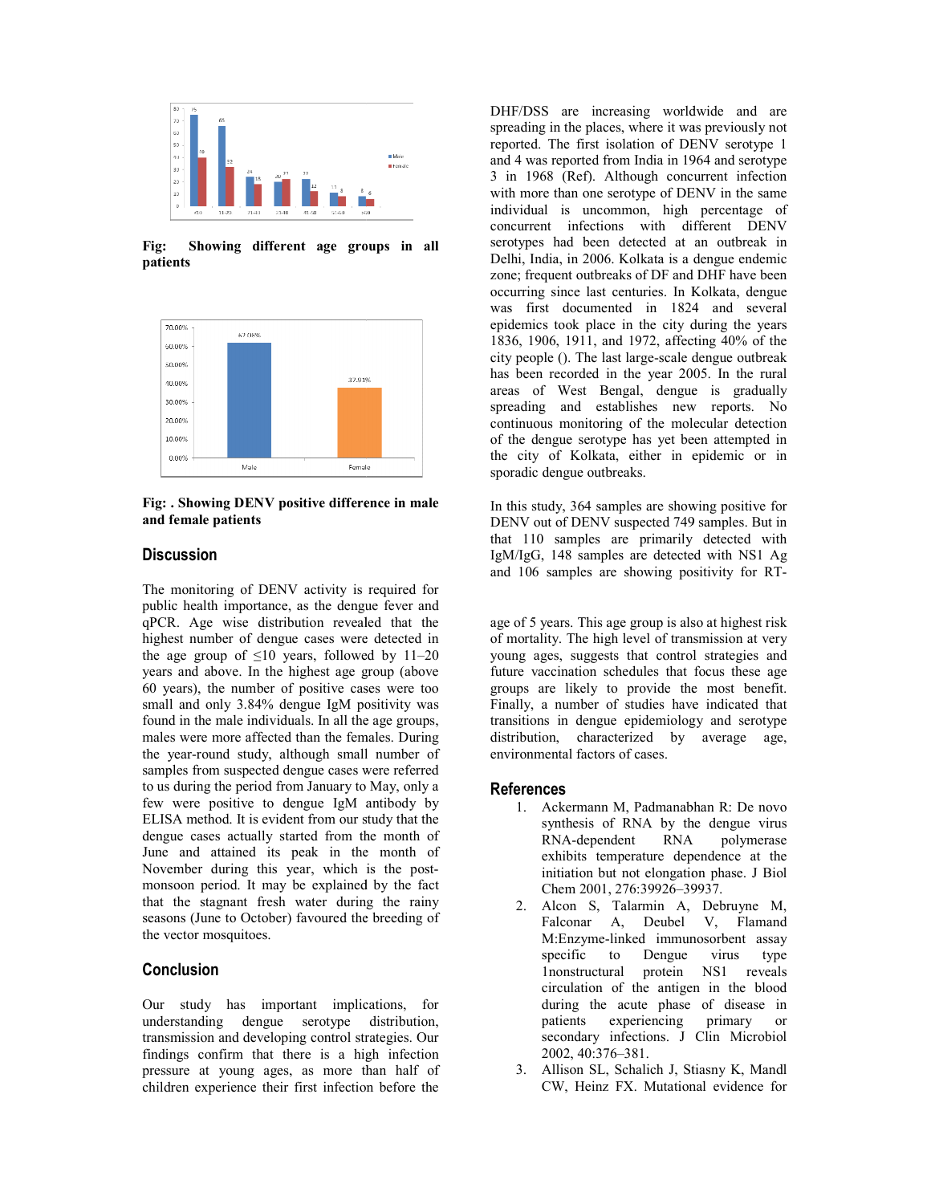Fig: Showing different age groups in all patients

Fig: . Showing DENV positive difference in male and female patients

## Discussion

The monitoring of DENV activity is required for public health importance, as the dengue fever and DHF/DSS are increasing worldwide and are spreading in the places, where it was previously not reported. The first isolation of DENV serotype 1 and 4 was reported from India in 1964 and serotype 3 in 1968 (Ref). Although concurrent infection with more than one serotype of DENV in the same individual is uncommon, high percentage of concurrent infections with different DENV serotypes had been detected at an outbreak in Delhi, India, in 2006. Kolkata is a dengue endemic zone; frequent outbreaks of DF and DHF have been occurring since last centuries. In Kolkata, dengue was first documented in 1824 and several epidemics took place in the city during the years 1836, 1906, 1911, and 1972, affecting 40% of the city people (). The last large-scale dengue outbreak has been recorded in the year 2005. In the rural areas of West Bengal, dengue is gradually spreading and establishes new reports. No continuous monitoring of the molecular detection of the dengue serotype has yet been attempted in the city of Kolkata, either in epidemic or in sporadic dengue outbreaks.

In this study, 364 samples are showing positive for DENV out of DENV suspected 749 samples. But in that 110 samples are primarily detected with IgM/IgG, 148 samples are detected with NS1 Ag and 106 samples are showing positivity for RT-qPCR. Age wise distribution revealed that the highest number of dengue cases were detected in the age group of ≤10 years, followed by 11–20 years and above. In the highest age group (above 60 years), the number of positive cases were too small and only 3.84% dengue IgM positivity was found in the male individuals. In all the age groups, males were more affected than the females. During the year-round study, although small number of samples from suspected dengue cases were referred to us during the period from January to May, only a few were positive to dengue IgM antibody by ELISA method. It is evident from our study that the dengue cases actually started from the month of June and attained its peak in the month of November during this year, which is the post-monsoon period. It may be explained by the fact that the stagnant fresh water during the rainy seasons (June to October) favoured the breeding of the vector mosquitoes.

## Conclusion

Our study has important implications, for understanding dengue serotype distribution, transmission and developing control strategies. Our findings confirm that there is a high infection pressure at young ages, as more than half of children experience their first infection before the age of 5 years. This age group is also at highest risk of mortality. The high level of transmission at very young ages, suggests that control strategies and future vaccination schedules that focus these age groups are likely to provide the most benefit. Finally, a number of studies have indicated that transitions in dengue epidemiology and serotype distribution, characterized by average age, environmental factors of cases.

## References

1. Ackermann M, Padmanabhan R: De novo synthesis of RNA by the dengue virus RNA-dependent RNA polymerase exhibits temperature dependence at the initiation but not elongation phase. J Biol Chem 2001, 276:39926–39937.
2. Alcon S, Talarmin A, Debruyne M, Falconar A, Deubel V, Flamand M:Enzyme-linked immunosorbent assay specific to Dengue virus type 1nonstructural protein NS1 reveals circulation of the antigen in the blood during the acute phase of disease in patients experiencing primary or secondary infections. J Clin Microbiol 2002, 40:376–381.
3. Allison SL, Schalich J, Stiasny K, Mandl CW, Heinz FX. Mutational evidence for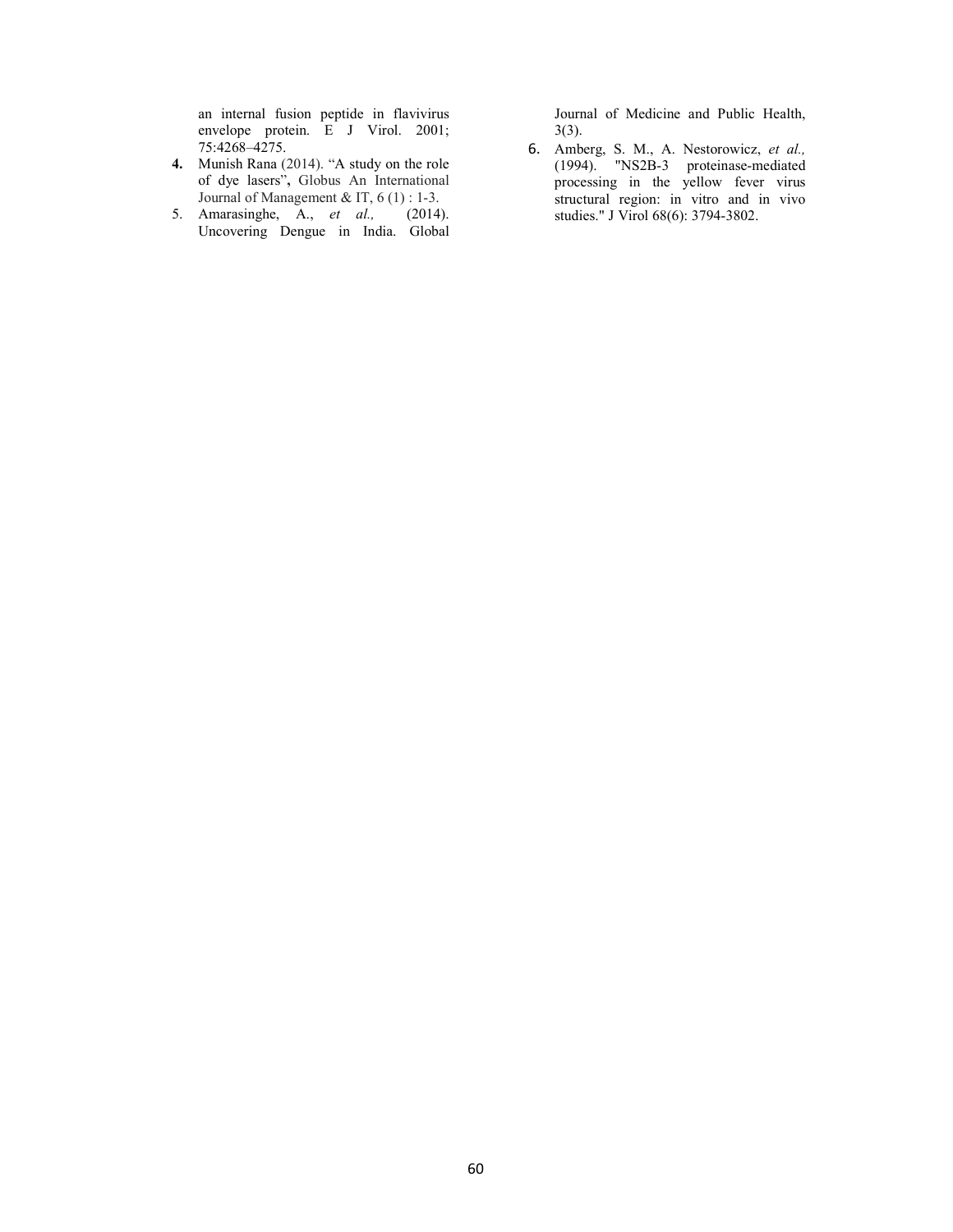an internal fusion peptide in flavivirus envelope protein. E J Virol. 2001; 75:4268–4275.

4. Munish Rana (2014). "A study on the role of dye lasers", Globus An International Journal of Management & IT, 6 (1) : 1-3.
5. Amarasinghe, A., *et al.,* (2014). Uncovering Dengue in India. Global Journal of Medicine and Public Health, 3(3).
6. Amberg, S. M., A. Nestorowicz, *et al.,* (1994). "NS2B-3 proteinase-mediated processing in the yellow fever virus structural region: in vitro and in vivo studies." J Virol 68(6): 3794-3802.